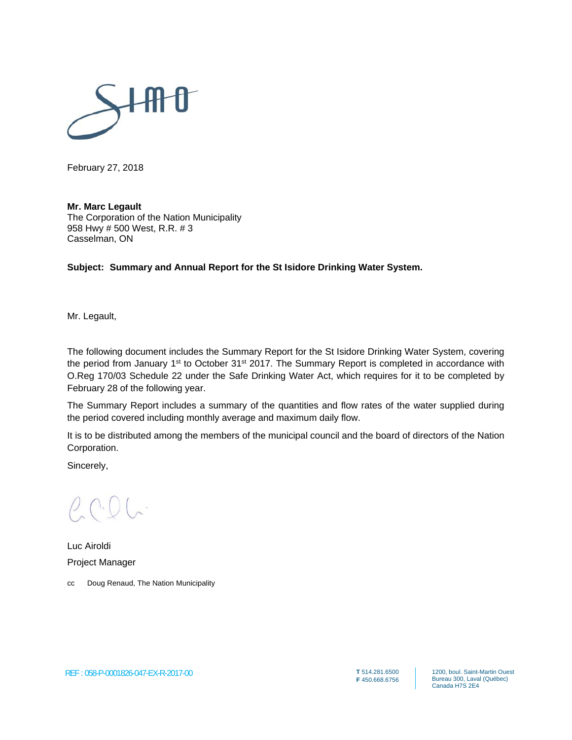February 27, 2018

**Mr. Marc Legault**
The Corporation of the Nation Municipality
958 Hwy # 500 West, R.R. # 3
Casselman, ON

**Subject: Summary and Annual Report for the St Isidore Drinking Water System.**

Mr. Legault,

The following document includes the Summary Report for the St Isidore Drinking Water System, covering the period from January 1st to October 31st 2017. The Summary Report is completed in accordance with O.Reg 170/03 Schedule 22 under the Safe Drinking Water Act, which requires for it to be completed by February 28 of the following year.

The Summary Report includes a summary of the quantities and flow rates of the water supplied during the period covered including monthly average and maximum daily flow.

It is to be distributed among the members of the municipal council and the board of directors of the Nation Corporation.

Sincerely,

Luc Airoldi
Project Manager

cc Doug Renaud, The Nation Municipality

REF : 058-P-0001826-047-EX-R-2017-00

**T** 514.281.6500
**F** 450.668.6756

1200, boul. Saint-Martin Ouest
Bureau 300, Laval (Québec)
Canada H7S 2E4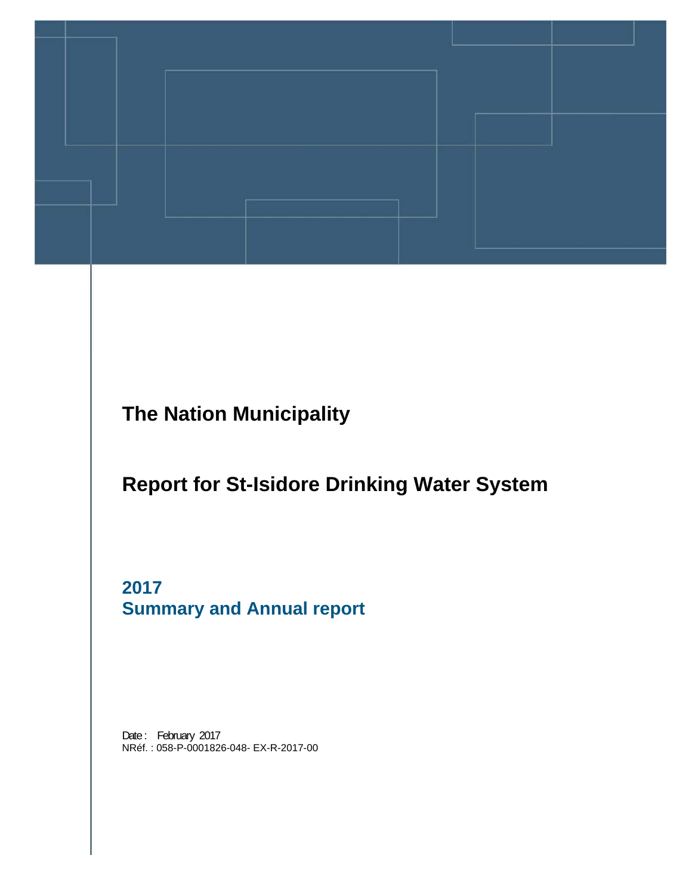# The Nation Municipality

# Report for St-Isidore Drinking Water System

## 2017
## Summary and Annual report

Date : February 2017
NRéf. : 058-P-0001826-048- EX-R-2017-00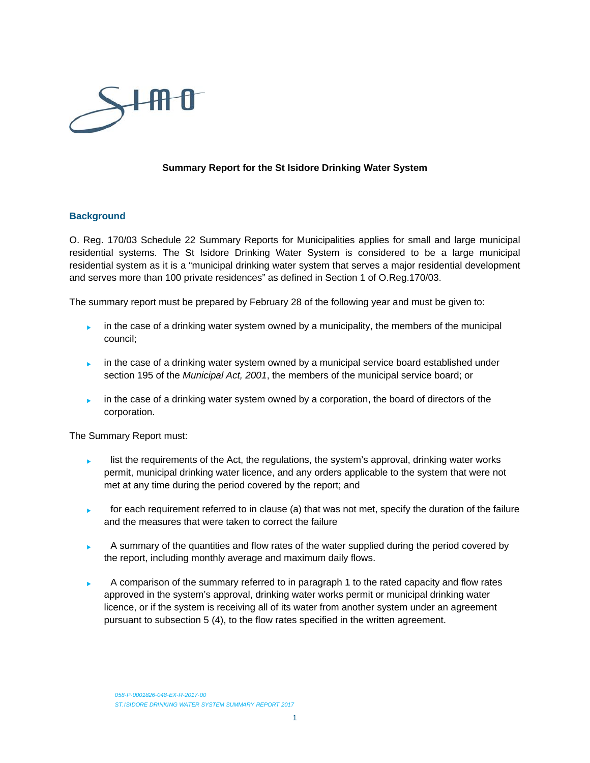**Summary Report for the St Isidore Drinking Water System**

## Background

O. Reg. 170/03 Schedule 22 Summary Reports for Municipalities applies for small and large municipal residential systems. The St Isidore Drinking Water System is considered to be a large municipal residential system as it is a "municipal drinking water system that serves a major residential development and serves more than 100 private residences" as defined in Section 1 of O.Reg.170/03.

The summary report must be prepared by February 28 of the following year and must be given to:

- in the case of a drinking water system owned by a municipality, the members of the municipal council;
- in the case of a drinking water system owned by a municipal service board established under section 195 of the *Municipal Act, 2001*, the members of the municipal service board; or
- in the case of a drinking water system owned by a corporation, the board of directors of the corporation.

The Summary Report must:

- list the requirements of the Act, the regulations, the system's approval, drinking water works permit, municipal drinking water licence, and any orders applicable to the system that were not met at any time during the period covered by the report; and
- for each requirement referred to in clause (a) that was not met, specify the duration of the failure and the measures that were taken to correct the failure
- A summary of the quantities and flow rates of the water supplied during the period covered by the report, including monthly average and maximum daily flows.
- A comparison of the summary referred to in paragraph 1 to the rated capacity and flow rates approved in the system's approval, drinking water works permit or municipal drinking water licence, or if the system is receiving all of its water from another system under an agreement pursuant to subsection 5 (4), to the flow rates specified in the written agreement.

*058-P-0001826-048-EX-R-2017-00*
*ST.ISIDORE DRINKING WATER SYSTEM SUMMARY REPORT 2017*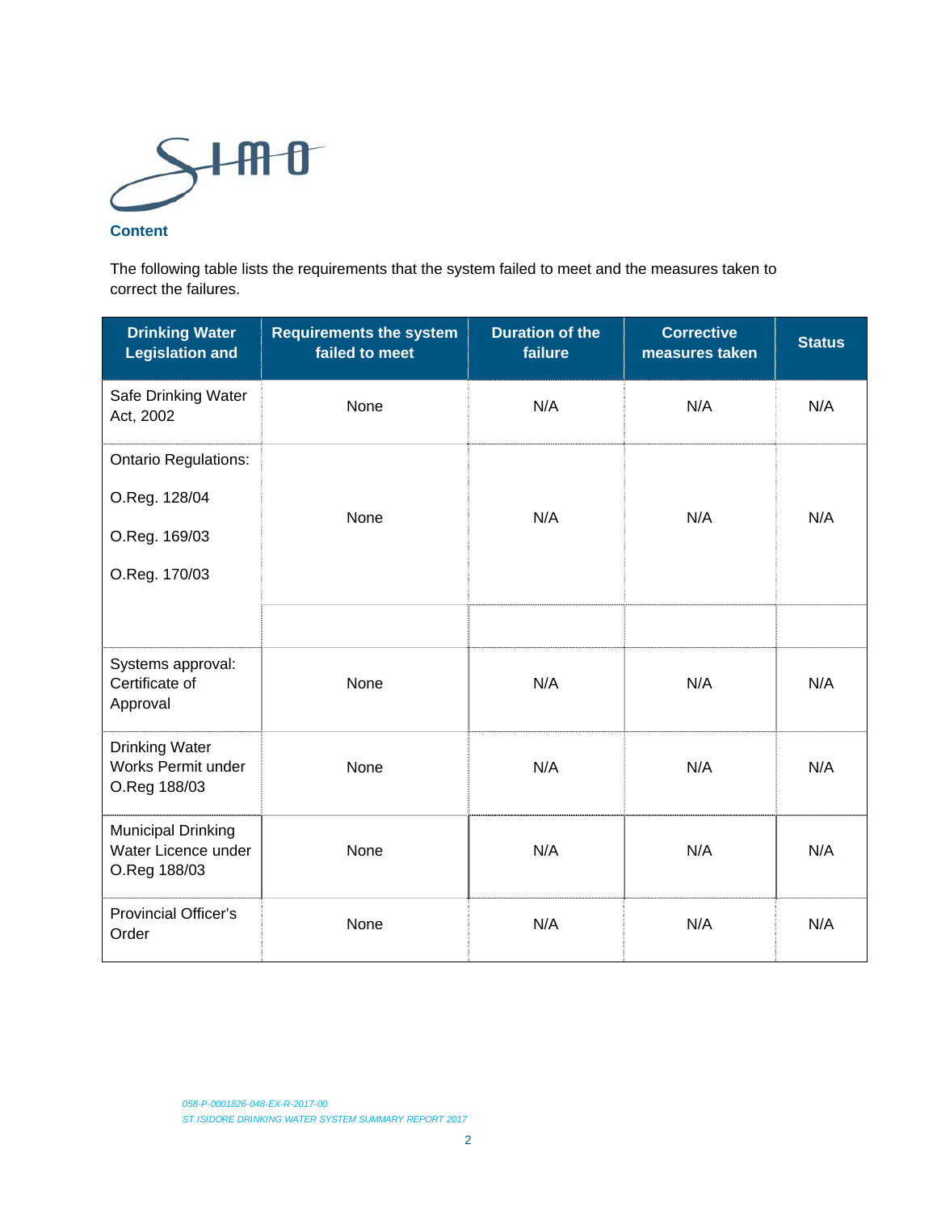## Content

The following table lists the requirements that the system failed to meet and the measures taken to correct the failures.

| Drinking Water Legislation and | Requirements the system failed to meet | Duration of the failure | Corrective measures taken | Status |
|---|---|---|---|---|
| Safe Drinking Water Act, 2002 | None | N/A | N/A | N/A |
| Ontario Regulations:<br><br>O.Reg. 128/04<br><br>O.Reg. 169/03<br><br>O.Reg. 170/03 | None | N/A | N/A | N/A |
| | | | | |
| Systems approval: Certificate of Approval | None | N/A | N/A | N/A |
| Drinking Water Works Permit under O.Reg 188/03 | None | N/A | N/A | N/A |
| Municipal Drinking Water Licence under O.Reg 188/03 | None | N/A | N/A | N/A |
| Provincial Officer's Order | None | N/A | N/A | N/A |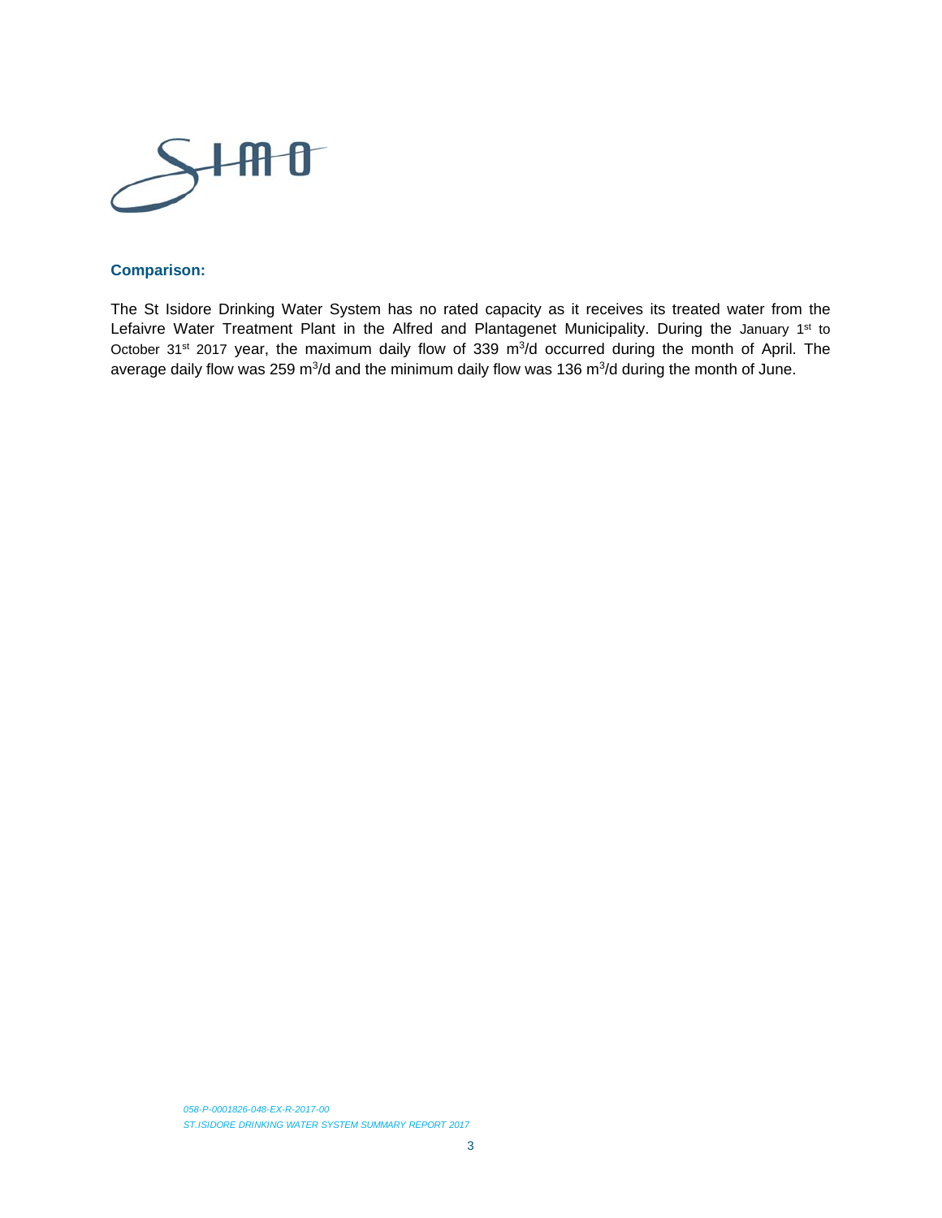### Comparison:

The St Isidore Drinking Water System has no rated capacity as it receives its treated water from the Lefaivre Water Treatment Plant in the Alfred and Plantagenet Municipality. During the January 1st to October 31st 2017 year, the maximum daily flow of 339 $m^3$/d occurred during the month of April. The average daily flow was 259 $m^3$/d and the minimum daily flow was 136 $m^3$/d during the month of June.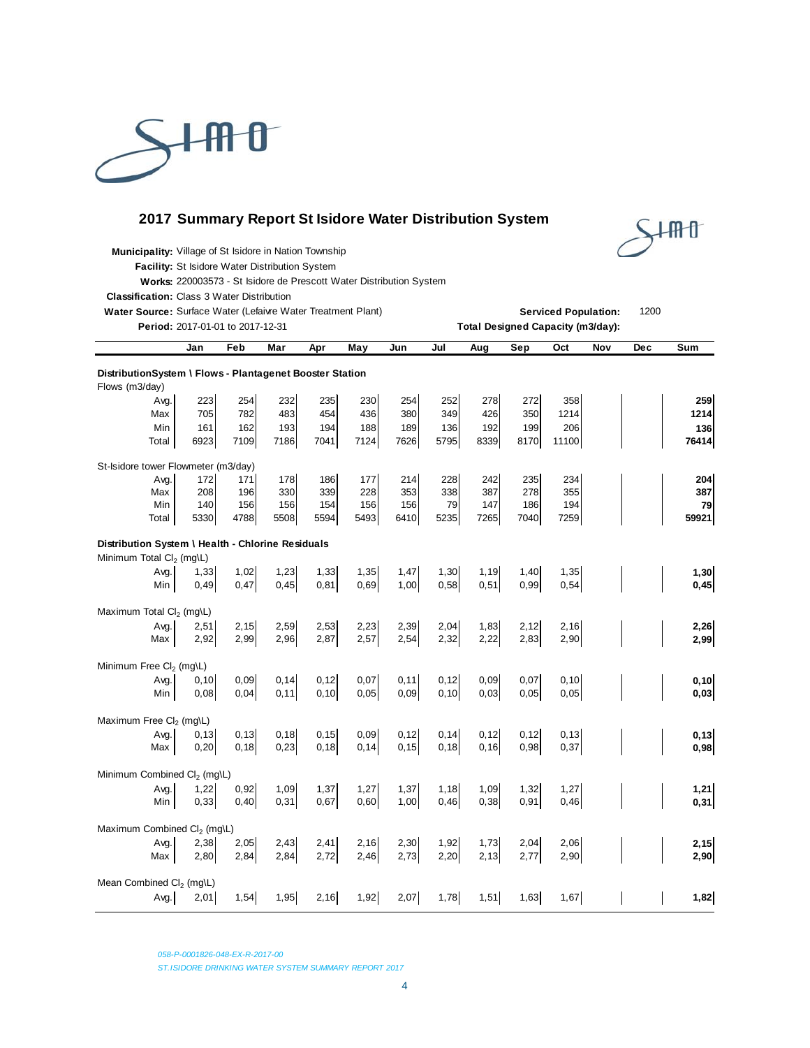## 2017 Summary Report St Isidore Water Distribution System

**Municipality:** Village of St Isidore in Nation Township
**Facility:** St Isidore Water Distribution System
**Works:** 220003573 - St Isidore de Prescott Water Distribution System
**Classification:** Class 3 Water Distribution
**Water Source:** Surface Water (Lefaivre Water Treatment Plant)
**Period:** 2017-01-01 to 2017-12-31

**Serviced Population:** 1200
**Total Designed Capacity (m3/day):**

| | Jan | Feb | Mar | Apr | May | Jun | Jul | Aug | Sep | Oct | Nov | Dec | Sum |
|---|---|---|---|---|---|---|---|---|---|---|---|---|---|
| **DistributionSystem \ Flows - Plantagenet Booster Station** | | | | | | | | | | | | | |
| Flows (m3/day) | | | | | | | | | | | | | |
| Avg. | 223 | 254 | 232 | 235 | 230 | 254 | 252 | 278 | 272 | 358 | | | **259** |
| Max | 705 | 782 | 483 | 454 | 436 | 380 | 349 | 426 | 350 | 1214 | | | **1214** |
| Min | 161 | 162 | 193 | 194 | 188 | 189 | 136 | 192 | 199 | 206 | | | **136** |
| Total | 6923 | 7109 | 7186 | 7041 | 7124 | 7626 | 5795 | 8339 | 8170 | 11100 | | | **76414** |
| St-Isidore tower Flowmeter (m3/day) | | | | | | | | | | | | | |
| Avg. | 172 | 171 | 178 | 186 | 177 | 214 | 228 | 242 | 235 | 234 | | | **204** |
| Max | 208 | 196 | 330 | 339 | 228 | 353 | 338 | 387 | 278 | 355 | | | **387** |
| Min | 140 | 156 | 156 | 154 | 156 | 156 | 79 | 147 | 186 | 194 | | | **79** |
| Total | 5330 | 4788 | 5508 | 5594 | 5493 | 6410 | 5235 | 7265 | 7040 | 7259 | | | **59921** |
| **Distribution System \ Health - Chlorine Residuals** | | | | | | | | | | | | | |
| Minimum Total $Cl_2$ (mg\L) | | | | | | | | | | | | | |
| Avg. | 1,33 | 1,02 | 1,23 | 1,33 | 1,35 | 1,47 | 1,30 | 1,19 | 1,40 | 1,35 | | | **1,30** |
| Min | 0,49 | 0,47 | 0,45 | 0,81 | 0,69 | 1,00 | 0,58 | 0,51 | 0,99 | 0,54 | | | **0,45** |
| Maximum Total $Cl_2$ (mg\L) | | | | | | | | | | | | | |
| Avg. | 2,51 | 2,15 | 2,59 | 2,53 | 2,23 | 2,39 | 2,04 | 1,83 | 2,12 | 2,16 | | | **2,26** |
| Max | 2,92 | 2,99 | 2,96 | 2,87 | 2,57 | 2,54 | 2,32 | 2,22 | 2,83 | 2,90 | | | **2,99** |
| Minimum Free $Cl_2$ (mg\L) | | | | | | | | | | | | | |
| Avg. | 0,10 | 0,09 | 0,14 | 0,12 | 0,07 | 0,11 | 0,12 | 0,09 | 0,07 | 0,10 | | | **0,10** |
| Min | 0,08 | 0,04 | 0,11 | 0,10 | 0,05 | 0,09 | 0,10 | 0,03 | 0,05 | 0,05 | | | **0,03** |
| Maximum Free $Cl_2$ (mg\L) | | | | | | | | | | | | | |
| Avg. | 0,13 | 0,13 | 0,18 | 0,15 | 0,09 | 0,12 | 0,14 | 0,12 | 0,12 | 0,13 | | | **0,13** |
| Max | 0,20 | 0,18 | 0,23 | 0,18 | 0,14 | 0,15 | 0,18 | 0,16 | 0,98 | 0,37 | | | **0,98** |
| Minimum Combined $Cl_2$ (mg\L) | | | | | | | | | | | | | |
| Avg. | 1,22 | 0,92 | 1,09 | 1,37 | 1,27 | 1,37 | 1,18 | 1,09 | 1,32 | 1,27 | | | **1,21** |
| Min | 0,33 | 0,40 | 0,31 | 0,67 | 0,60 | 1,00 | 0,46 | 0,38 | 0,91 | 0,46 | | | **0,31** |
| Maximum Combined $Cl_2$ (mg\L) | | | | | | | | | | | | | |
| Avg. | 2,38 | 2,05 | 2,43 | 2,41 | 2,16 | 2,30 | 1,92 | 1,73 | 2,04 | 2,06 | | | **2,15** |
| Max | 2,80 | 2,84 | 2,84 | 2,72 | 2,46 | 2,73 | 2,20 | 2,13 | 2,77 | 2,90 | | | **2,90** |
| Mean Combined $Cl_2$ (mg\L) | | | | | | | | | | | | | |
| Avg. | 2,01 | 1,54 | 1,95 | 2,16 | 1,92 | 2,07 | 1,78 | 1,51 | 1,63 | 1,67 | | | **1,82** |

*058-P-0001826-048-EX-R-2017-00*
*ST.ISIDORE DRINKING WATER SYSTEM SUMMARY REPORT 2017*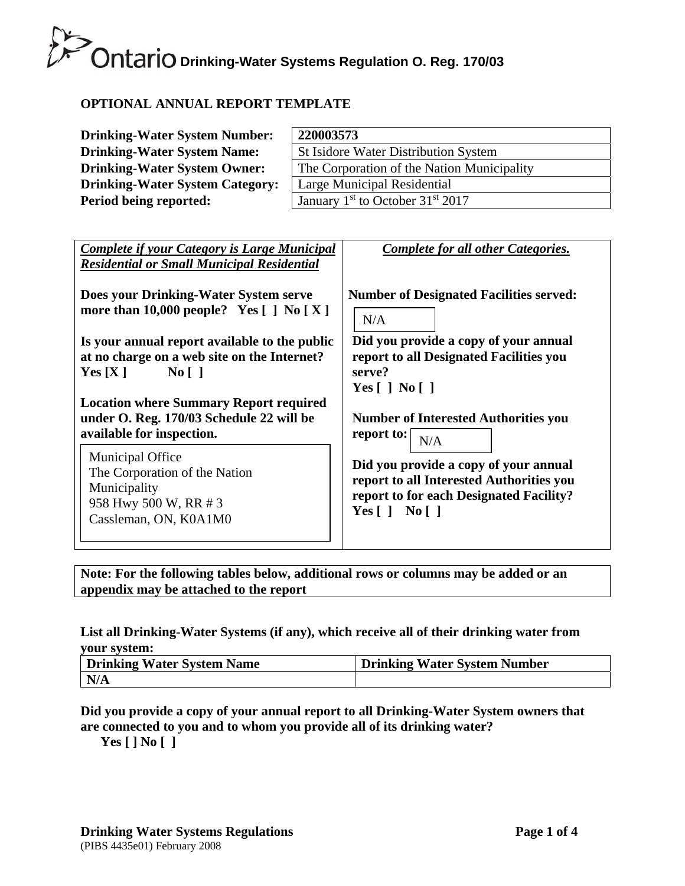# Ontario Drinking-Water Systems Regulation O. Reg. 170/03

## OPTIONAL ANNUAL REPORT TEMPLATE

| | |
|---|---|
| **Drinking-Water System Number:** | **220003573** |
| **Drinking-Water System Name:** | St Isidore Water Distribution System |
| **Drinking-Water System Owner:** | The Corporation of the Nation Municipality |
| **Drinking-Water System Category:** | Large Municipal Residential |
| **Period being reported:** | January 1st to October 31st 2017 |

| ***Complete if your Category is Large Municipal Residential or Small Municipal Residential*** | ***Complete for all other Categories.*** |
|---|---|
| **Does your Drinking-Water System serve more than 10,000 people? Yes [ ] No [ X ]** | **Number of Designated Facilities served:** N/A |
| **Is your annual report available to the public at no charge on a web site on the Internet? Yes [X ] No [ ]** | **Did you provide a copy of your annual report to all Designated Facilities you serve? Yes [ ] No [ ]** |
| **Location where Summary Report required under O. Reg. 170/03 Schedule 22 will be available for inspection.** Municipal Office, The Corporation of the Nation Municipality, 958 Hwy 500 W, RR # 3, Cassleman, ON, K0A1M0 | **Number of Interested Authorities you report to:** N/A |
| | **Did you provide a copy of your annual report to all Interested Authorities you report to for each Designated Facility? Yes [ ] No [ ]** |

**Note: For the following tables below, additional rows or columns may be added or an appendix may be attached to the report**

**List all Drinking-Water Systems (if any), which receive all of their drinking water from your system:**

| Drinking Water System Name | Drinking Water System Number |
|---|---|
| **N/A** | |

**Did you provide a copy of your annual report to all Drinking-Water System owners that are connected to you and to whom you provide all of its drinking water?**
**Yes [ ] No [ ]**

**Drinking Water Systems Regulations**
(PIBS 4435e01) February 2008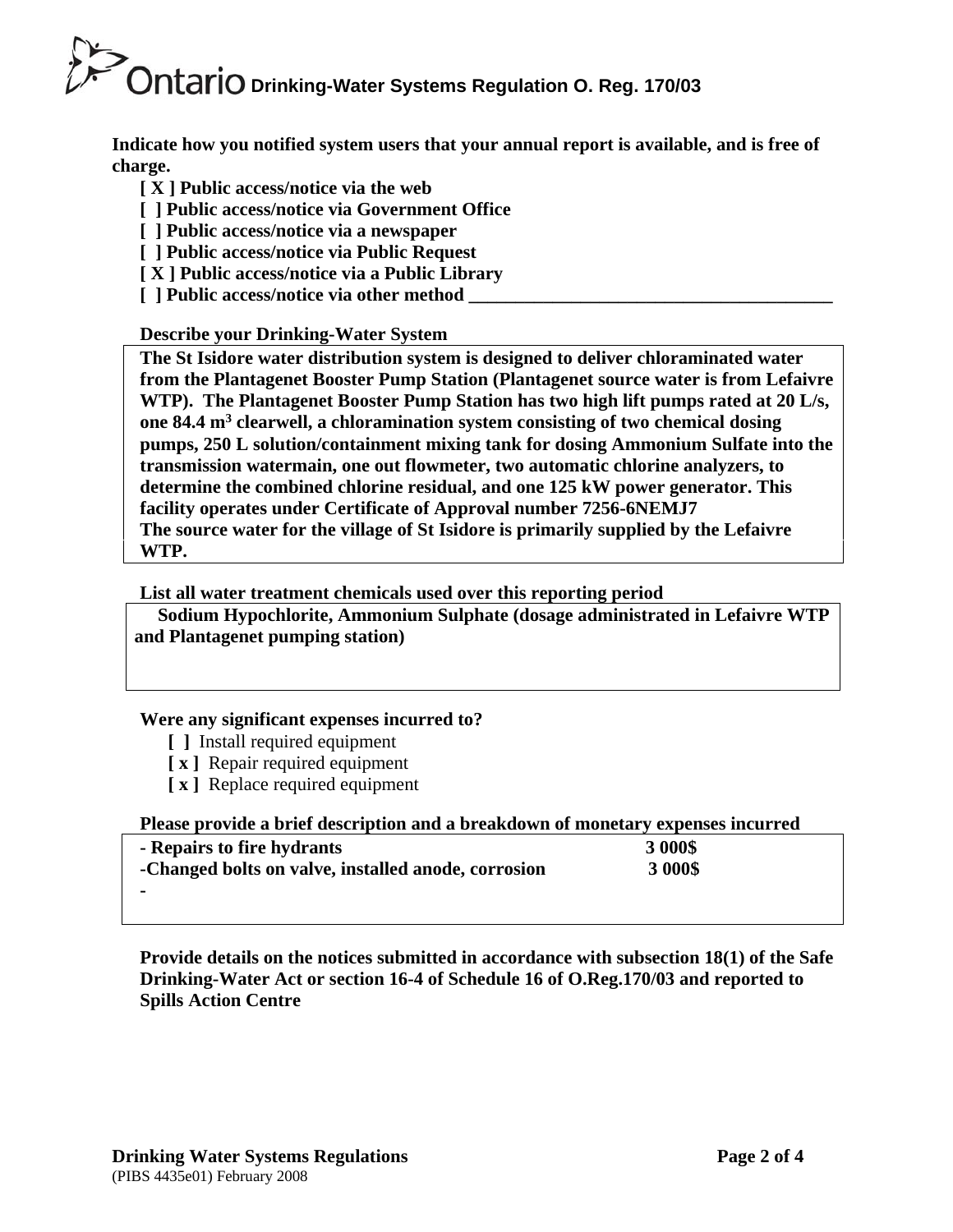**Indicate how you notified system users that your annual report is available, and is free of charge.**

**[ X ] Public access/notice via the web**
**[  ] Public access/notice via Government Office**
**[  ] Public access/notice via a newspaper**
**[  ] Public access/notice via Public Request**
**[ X ] Public access/notice via a Public Library**
**[  ] Public access/notice via other method _______________________________________**

**Describe your Drinking-Water System**

**The St Isidore water distribution system is designed to deliver chloraminated water from the Plantagenet Booster Pump Station (Plantagenet source water is from Lefaivre WTP). The Plantagenet Booster Pump Station has two high lift pumps rated at 20 L/s, one 84.4 $m^3$ clearwell, a chloramination system consisting of two chemical dosing pumps, 250 L solution/containment mixing tank for dosing Ammonium Sulfate into the transmission watermain, one out flowmeter, two automatic chlorine analyzers, to determine the combined chlorine residual, and one 125 kW power generator. This facility operates under Certificate of Approval number 7256-6NEMJ7**
**The source water for the village of St Isidore is primarily supplied by the Lefaivre WTP.**

**List all water treatment chemicals used over this reporting period**

**Sodium Hypochlorite, Ammonium Sulphate (dosage administrated in Lefaivre WTP and Plantagenet pumping station)**

**Were any significant expenses incurred to?**

**[  ]** Install required equipment
**[ x ]** Repair required equipment
**[ x ]** Replace required equipment

**Please provide a brief description and a breakdown of monetary expenses incurred**

| | |
|---|---|
| **- Repairs to fire hydrants** | **3 000$** |
| **-Changed bolts on valve, installed anode, corrosion** | **3 000$** |
| **-** | |

**Provide details on the notices submitted in accordance with subsection 18(1) of the Safe Drinking-Water Act or section 16-4 of Schedule 16 of O.Reg.170/03 and reported to Spills Action Centre**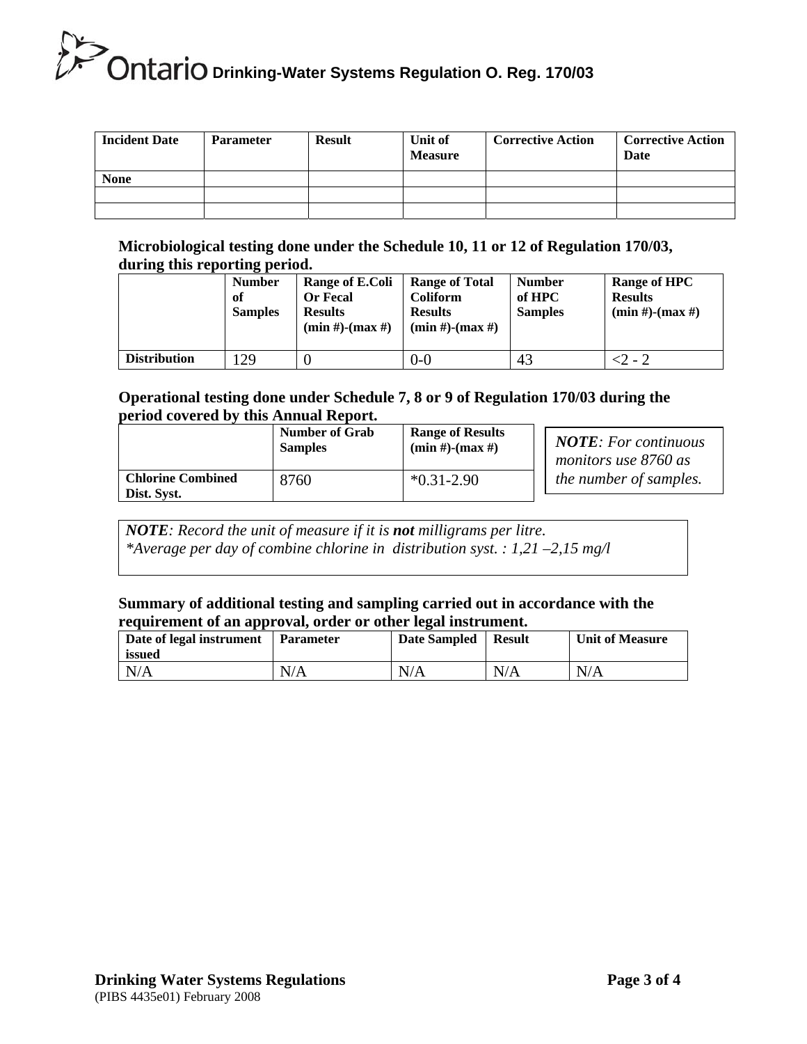| Incident Date | Parameter | Result | Unit of Measure | Corrective Action | Corrective Action Date |
|---|---|---|---|---|---|
| None | | | | | |
| | | | | | |
| | | | | | |

**Microbiological testing done under the Schedule 10, 11 or 12 of Regulation 170/03, during this reporting period.**

| | Number of Samples | Range of E.Coli Or Fecal Results (min #)-(max #) | Range of Total Coliform Results (min #)-(max #) | Number of HPC Samples | Range of HPC Results (min #)-(max #) |
|---|---|---|---|---|---|
| **Distribution** | 129 | 0 | 0-0 | 43 | <2 - 2 |

**Operational testing done under Schedule 7, 8 or 9 of Regulation 170/03 during the period covered by this Annual Report.**

| | Number of Grab Samples | Range of Results (min #)-(max #) |
|---|---|---|
| **Chlorine Combined Dist. Syst.** | 8760 | *0.31-2.90 |

***NOTE**: For continuous monitors use 8760 as the number of samples.*

***NOTE**: Record the unit of measure if it is **not** milligrams per litre.*
**Average per day of combine chlorine in distribution syst. : 1,21 –2,15 mg/l*

**Summary of additional testing and sampling carried out in accordance with the requirement of an approval, order or other legal instrument.**

| Date of legal instrument issued | Parameter | Date Sampled | Result | Unit of Measure |
|---|---|---|---|---|
| N/A | N/A | N/A | N/A | N/A |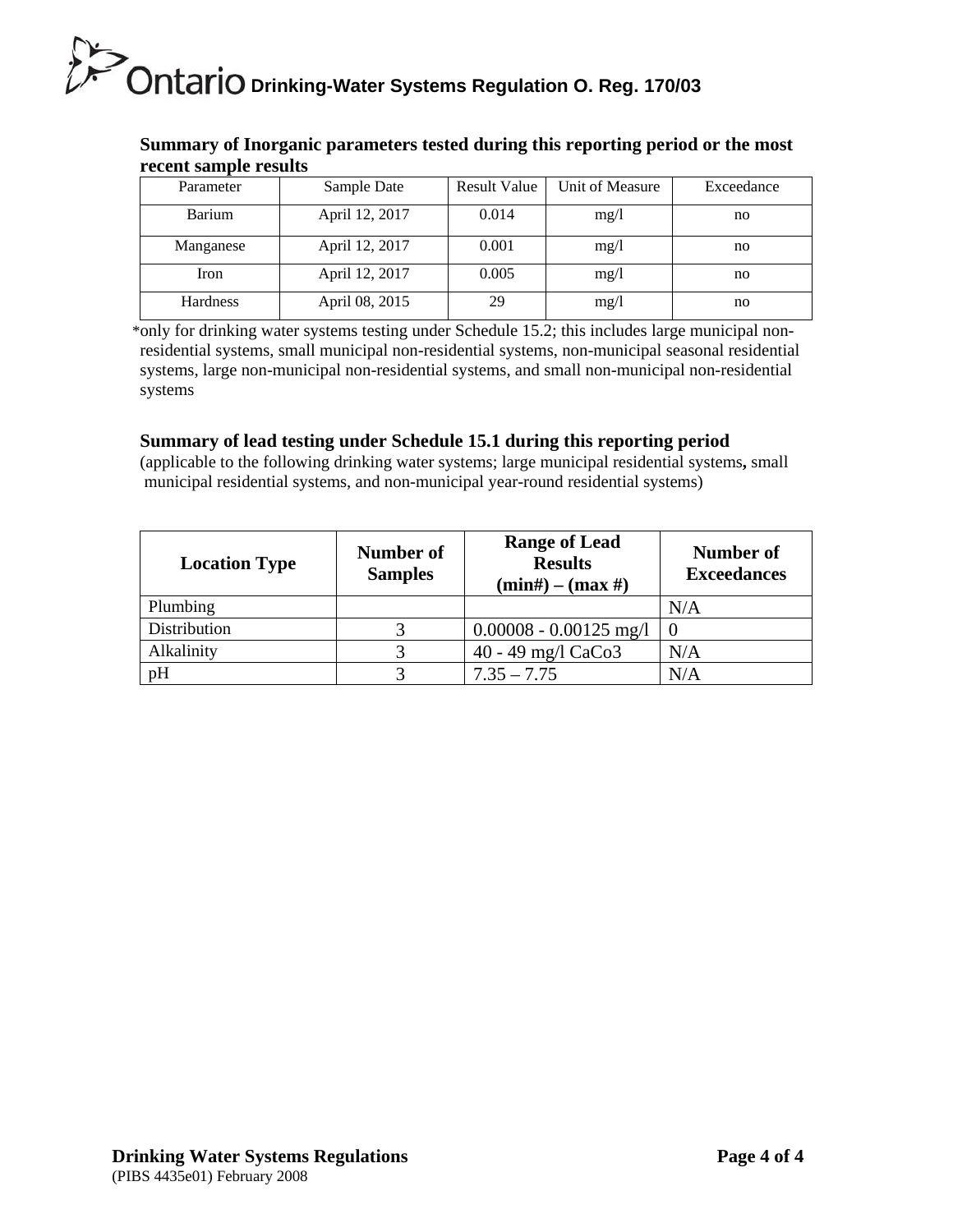### Summary of Inorganic parameters tested during this reporting period or the most recent sample results

| Parameter | Sample Date | Result Value | Unit of Measure | Exceedance |
|---|---|---|---|---|
| Barium | April 12, 2017 | 0.014 | mg/l | no |
| Manganese | April 12, 2017 | 0.001 | mg/l | no |
| Iron | April 12, 2017 | 0.005 | mg/l | no |
| Hardness | April 08, 2015 | 29 | mg/l | no |

*only for drinking water systems testing under Schedule 15.2; this includes large municipal non-residential systems, small municipal non-residential systems, non-municipal seasonal residential systems, large non-municipal non-residential systems, and small non-municipal non-residential systems

### Summary of lead testing under Schedule 15.1 during this reporting period

(applicable to the following drinking water systems; large municipal residential systems**,** small municipal residential systems, and non-municipal year-round residential systems)

| Location Type | Number of Samples | Range of Lead Results (min#) – (max #) | Number of Exceedances |
|---|---|---|---|
| Plumbing | | | N/A |
| Distribution | 3 | 0.00008 - 0.00125 mg/l | 0 |
| Alkalinity | 3 | 40 - 49 mg/l CaCo3 | N/A |
| pH | 3 | 7.35 – 7.75 | N/A |

**Drinking Water Systems Regulations**

(PIBS 4435e01) February 2008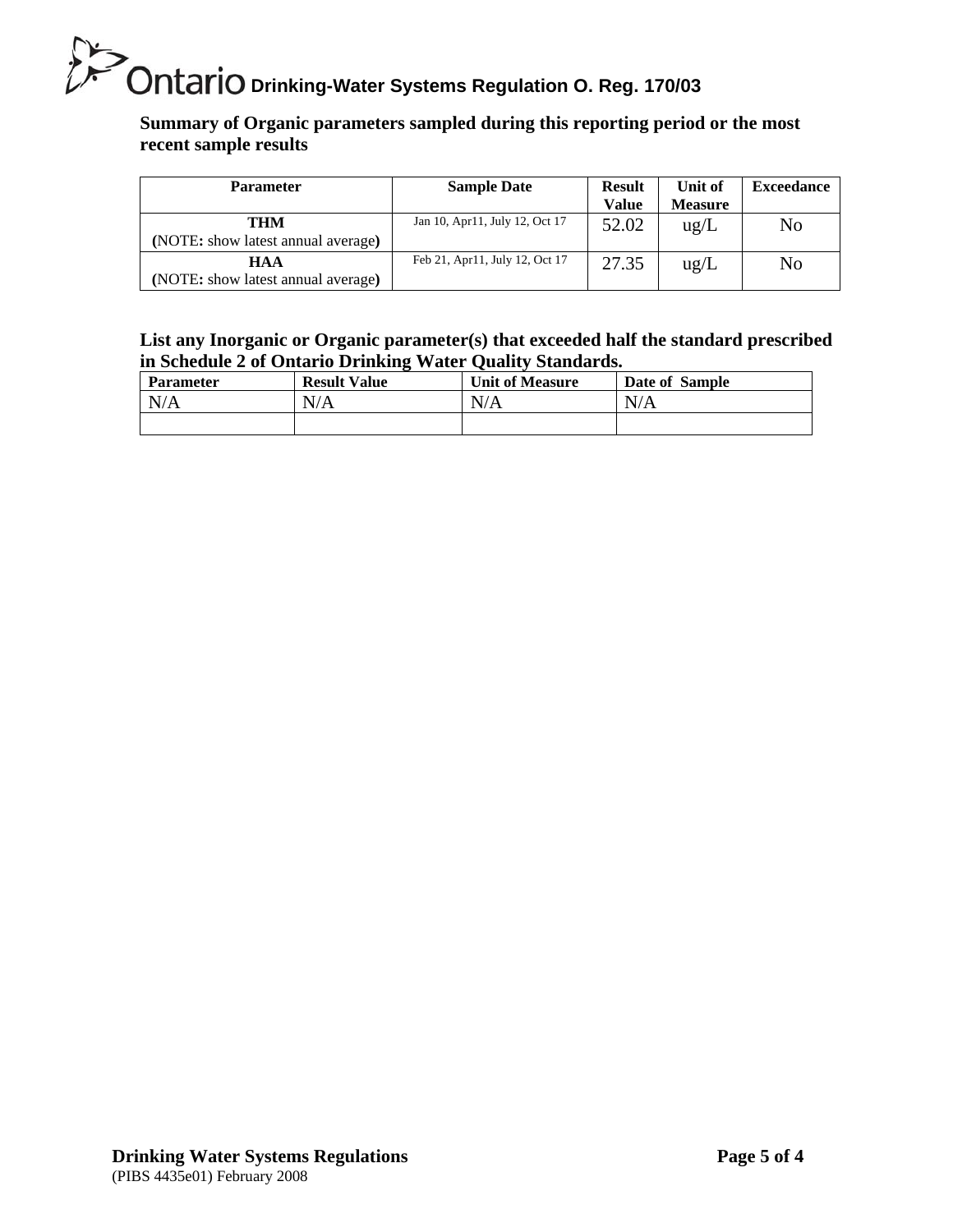**Summary of Organic parameters sampled during this reporting period or the most recent sample results**

| Parameter | Sample Date | Result Value | Unit of Measure | Exceedance |
|---|---|---|---|---|
| **THM** (NOTE**:** show latest annual average**)** | Jan 10, Apr11, July 12, Oct 17 | 52.02 | ug/L | No |
| **HAA** (NOTE**:** show latest annual average**)** | Feb 21, Apr11, July 12, Oct 17 | 27.35 | ug/L | No |

**List any Inorganic or Organic parameter(s) that exceeded half the standard prescribed in Schedule 2 of Ontario Drinking Water Quality Standards.**

| Parameter | Result Value | Unit of Measure | Date of Sample |
|---|---|---|---|
| N/A | N/A | N/A | N/A |
| | | | |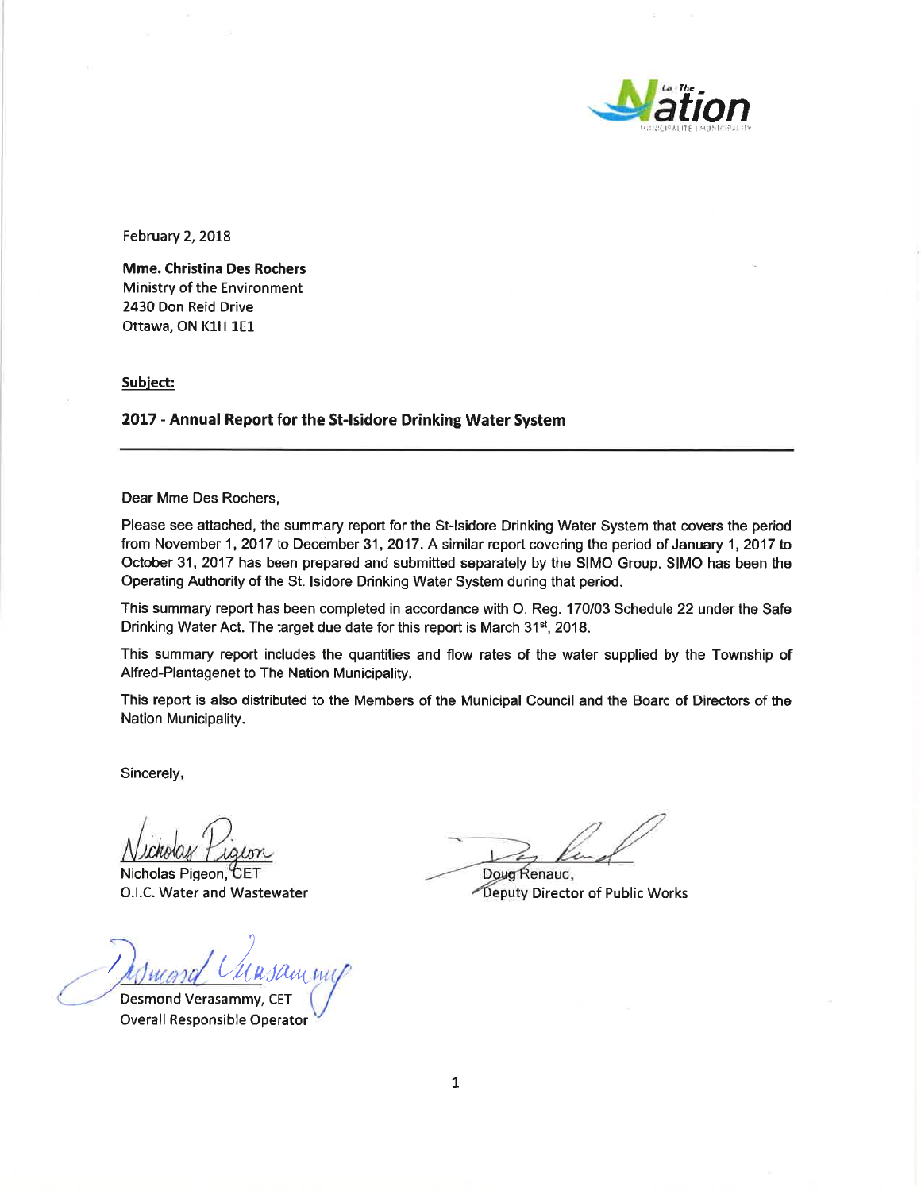February 2, 2018

**Mme. Christina Des Rochers**
Ministry of the Environment
2430 Don Reid Drive
Ottawa, ON K1H 1E1

**Subject:**

**2017 - Annual Report for the St-Isidore Drinking Water System**

---

Dear Mme Des Rochers,

Please see attached, the summary report for the St-Isidore Drinking Water System that covers the period from November 1, 2017 to December 31, 2017. A similar report covering the period of January 1, 2017 to October 31, 2017 has been prepared and submitted separately by the SIMO Group. SIMO has been the Operating Authority of the St. Isidore Drinking Water System during that period.

This summary report has been completed in accordance with O. Reg. 170/03 Schedule 22 under the Safe Drinking Water Act. The target due date for this report is March 31st, 2018.

This summary report includes the quantities and flow rates of the water supplied by the Township of Alfred-Plantagenet to The Nation Municipality.

This report is also distributed to the Members of the Municipal Council and the Board of Directors of the Nation Municipality.

Sincerely,

Nicholas Pigeon, CET
O.I.C. Water and Wastewater

Doug Renaud,
Deputy Director of Public Works

Desmond Verasammy, CET
Overall Responsible Operator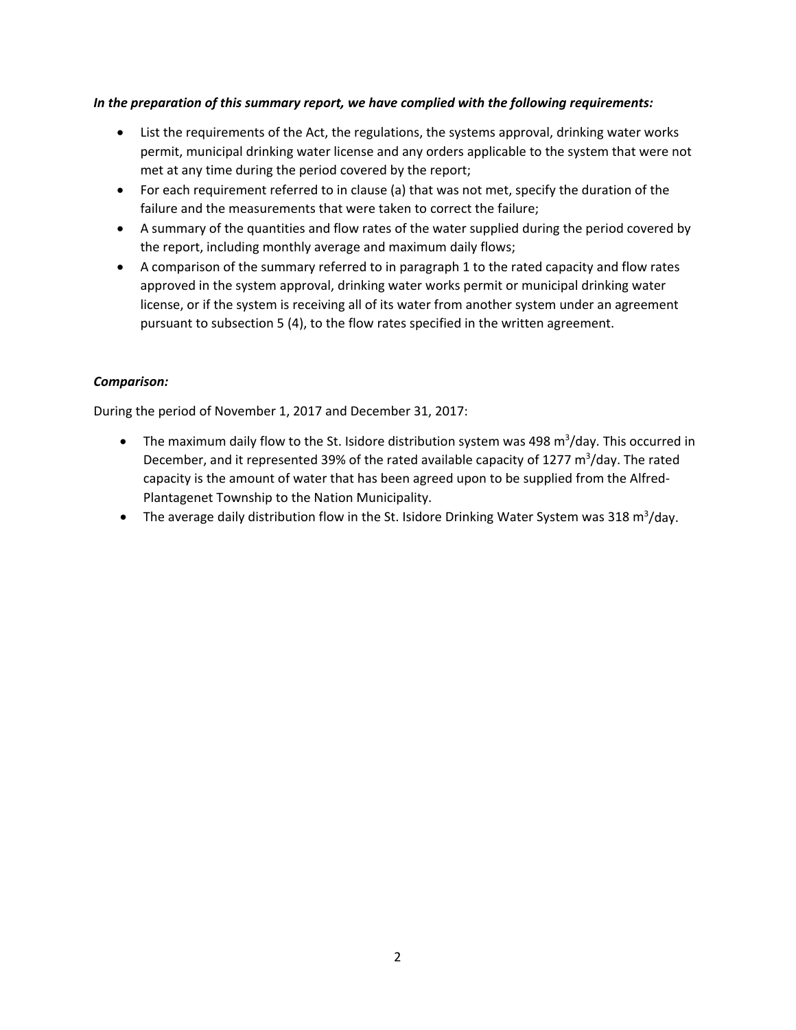***In the preparation of this summary report, we have complied with the following requirements:***

- List the requirements of the Act, the regulations, the systems approval, drinking water works permit, municipal drinking water license and any orders applicable to the system that were not met at any time during the period covered by the report;
- For each requirement referred to in clause (a) that was not met, specify the duration of the failure and the measurements that were taken to correct the failure;
- A summary of the quantities and flow rates of the water supplied during the period covered by the report, including monthly average and maximum daily flows;
- A comparison of the summary referred to in paragraph 1 to the rated capacity and flow rates approved in the system approval, drinking water works permit or municipal drinking water license, or if the system is receiving all of its water from another system under an agreement pursuant to subsection 5 (4), to the flow rates specified in the written agreement.

***Comparison:***

During the period of November 1, 2017 and December 31, 2017:

- The maximum daily flow to the St. Isidore distribution system was 498 $m^3$/day. This occurred in December, and it represented 39% of the rated available capacity of 1277 $m^3$/day. The rated capacity is the amount of water that has been agreed upon to be supplied from the Alfred-Plantagenet Township to the Nation Municipality.
- The average daily distribution flow in the St. Isidore Drinking Water System was 318 $m^3$/day.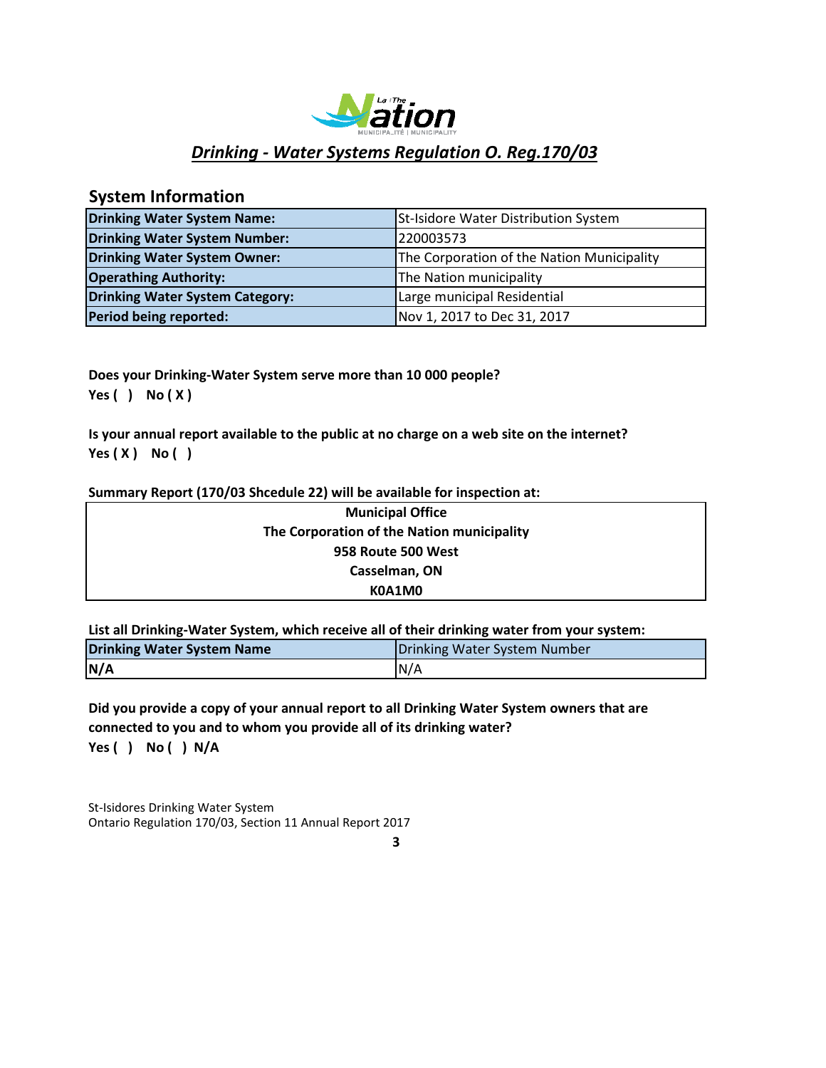## *Drinking - Water Systems Regulation O. Reg.170/03*

### System Information

| Drinking Water System Name: | St-Isidore Water Distribution System |
|---|---|
| Drinking Water System Number: | 220003573 |
| Drinking Water System Owner: | The Corporation of the Nation Municipality |
| Operathing Authority: | The Nation municipality |
| Drinking Water System Category: | Large municipal Residential |
| Period being reported: | Nov 1, 2017 to Dec 31, 2017 |

**Does your Drinking-Water System serve more than 10 000 people?**
**Yes (  )    No ( X )**

**Is your annual report available to the public at no charge on a web site on the internet?**
**Yes ( X )    No (  )**

**Summary Report (170/03 Shcedule 22) will be available for inspection at:**

| **Municipal Office** |
|---|
| **The Corporation of the Nation municipality** |
| **958 Route 500 West** |
| **Casselman, ON** |
| **K0A1M0** |

**List all Drinking-Water System, which receive all of their drinking water from your system:**

| Drinking Water System Name | Drinking Water System Number |
|---|---|
| **N/A** | N/A |

**Did you provide a copy of your annual report to all Drinking Water System owners that are connected to you and to whom you provide all of its drinking water?**
**Yes (  )    No (  ) N/A**

St-Isidores Drinking Water System
Ontario Regulation 170/03, Section 11 Annual Report 2017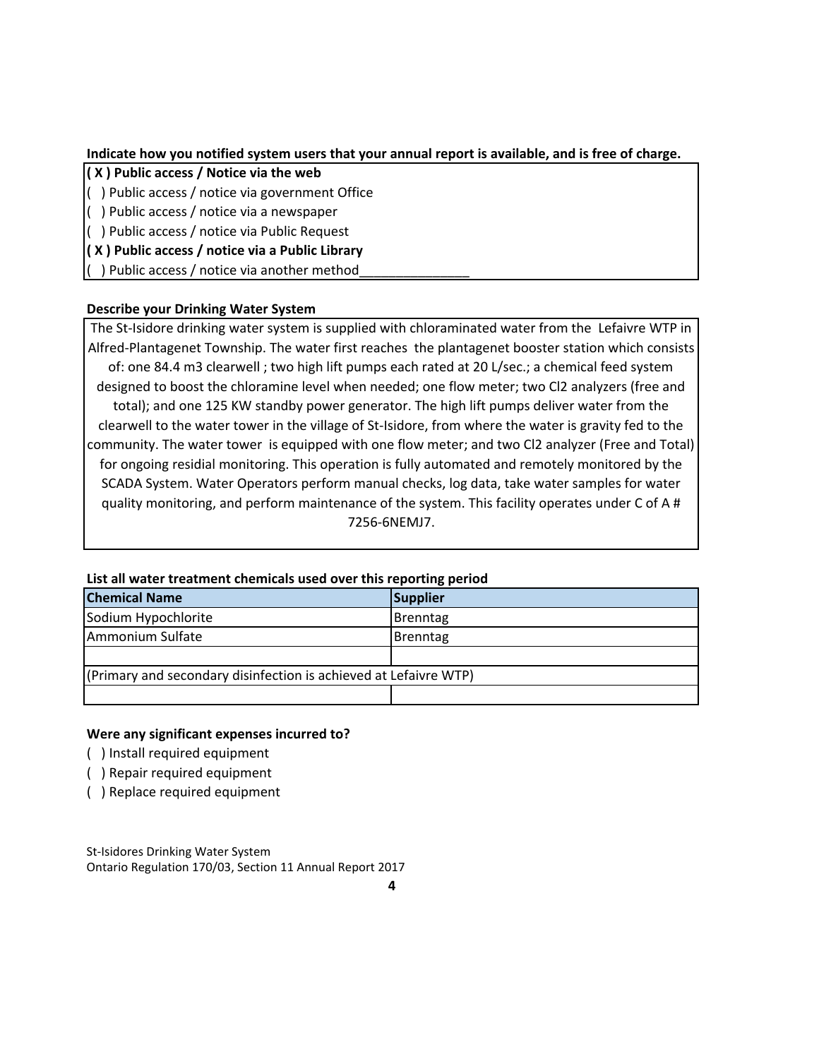**Indicate how you notified system users that your annual report is available, and is free of charge.**

**( X ) Public access / Notice via the web**
(   ) Public access / notice via government Office
(   ) Public access / notice via a newspaper
(   ) Public access / notice via Public Request
**( X ) Public access / notice via a Public Library**
(   ) Public access / notice via another method_______________

**Describe your Drinking Water System**

The St-Isidore drinking water system is supplied with chloraminated water from the Lefaivre WTP in Alfred-Plantagenet Township. The water first reaches the plantagenet booster station which consists of: one 84.4 m3 clearwell ; two high lift pumps each rated at 20 L/sec.; a chemical feed system designed to boost the chloramine level when needed; one flow meter; two Cl2 analyzers (free and total); and one 125 KW standby power generator. The high lift pumps deliver water from the clearwell to the water tower in the village of St-Isidore, from where the water is gravity fed to the community. The water tower is equipped with one flow meter; and two Cl2 analyzer (Free and Total) for ongoing residial monitoring. This operation is fully automated and remotely monitored by the SCADA System. Water Operators perform manual checks, log data, take water samples for water quality monitoring, and perform maintenance of the system. This facility operates under C of A # 7256-6NEMJ7.

**List all water treatment chemicals used over this reporting period**

| Chemical Name | Supplier |
|---|---|
| Sodium Hypochlorite | Brenntag |
| Ammonium Sulfate | Brenntag |
| | |
| (Primary and secondary disinfection is achieved at Lefaivre WTP) | |
| | |

**Were any significant expenses incurred to?**

(   ) Install required equipment
(   ) Repair required equipment
(   ) Replace required equipment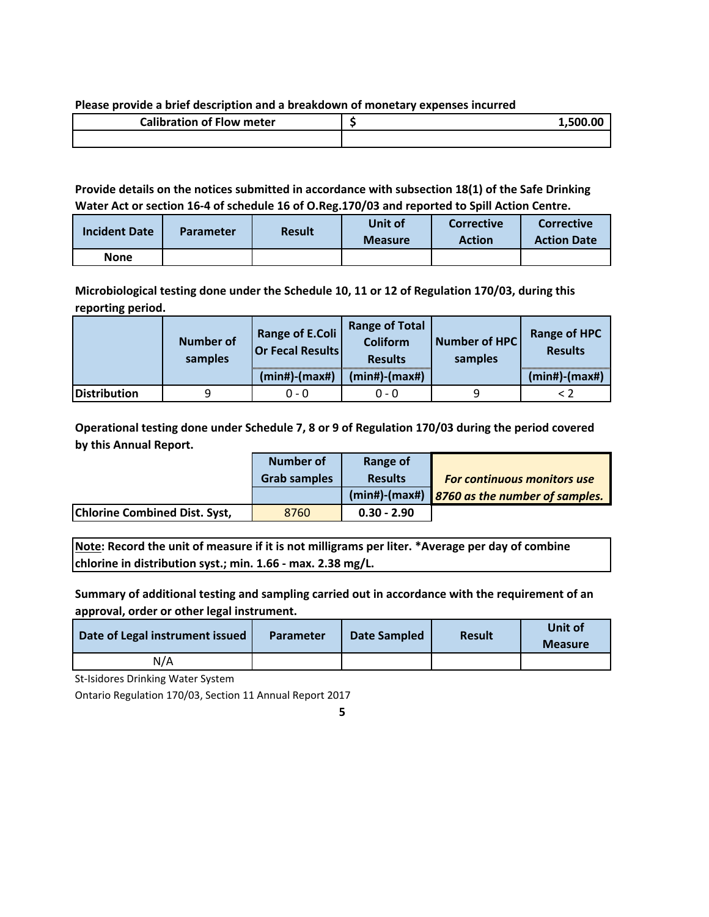**Please provide a brief description and a breakdown of monetary expenses incurred**

| Calibration of Flow meter | $ 1,500.00 |
|---|---|
| | |

**Provide details on the notices submitted in accordance with subsection 18(1) of the Safe Drinking Water Act or section 16-4 of schedule 16 of O.Reg.170/03 and reported to Spill Action Centre.**

| Incident Date | Parameter | Result | Unit of Measure | Corrective Action | Corrective Action Date |
|---|---|---|---|---|---|
| None | | | | | |

**Microbiological testing done under the Schedule 10, 11 or 12 of Regulation 170/03, during this reporting period.**

| | Number of samples | Range of E.Coli Or Fecal Results | Range of Total Coliform Results | Number of HPC samples | Range of HPC Results |
|---|---|---|---|---|---|
| | | (min#)-(max#) | (min#)-(max#) | | (min#)-(max#) |
| Distribution | 9 | 0 - 0 | 0 - 0 | 9 | < 2 |

**Operational testing done under Schedule 7, 8 or 9 of Regulation 170/03 during the period covered by this Annual Report.**

| | Number of Grab samples | Range of Results |
|---|---|---|
| | | (min#)-(max#) |
| Chlorine Combined Dist. Syst, | 8760 | 0.30 - 2.90 |

***For continuous monitors use 8760 as the number of samples.***

**Note: Record the unit of measure if it is not milligrams per liter. *Average per day of combine chlorine in distribution syst.; min. 1.66 - max. 2.38 mg/L.**

**Summary of additional testing and sampling carried out in accordance with the requirement of an approval, order or other legal instrument.**

| Date of Legal instrument issued | Parameter | Date Sampled | Result | Unit of Measure |
|---|---|---|---|---|
| N/A | | | | |

St-Isidores Drinking Water System

Ontario Regulation 170/03, Section 11 Annual Report 2017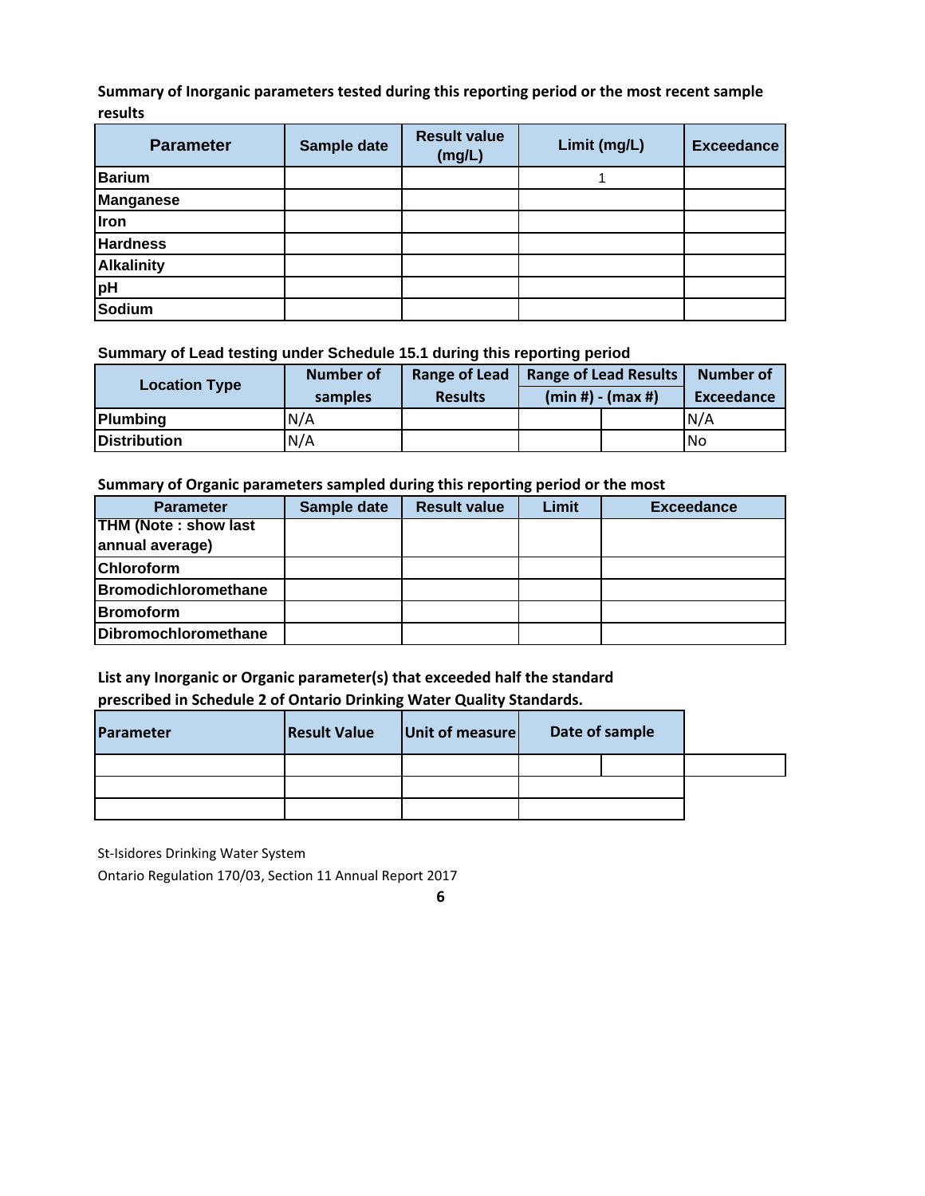**Summary of Inorganic parameters tested during this reporting period or the most recent sample results**

| Parameter | Sample date | Result value (mg/L) | Limit (mg/L) | Exceedance |
|---|---|---|---|---|
| Barium | | | 1 | |
| Manganese | | | | |
| Iron | | | | |
| Hardness | | | | |
| Alkalinity | | | | |
| pH | | | | |
| Sodium | | | | |

**Summary of Lead testing under Schedule 15.1 during this reporting period**

| Location Type | Number of samples | Range of Lead Results | Range of Lead Results (min #) - (max #) | | Number of Exceedance |
|---|---|---|---|---|---|
| Plumbing | N/A | | | | N/A |
| Distribution | N/A | | | | No |

**Summary of Organic parameters sampled during this reporting period or the most**

| Parameter | Sample date | Result value | Limit | Exceedance |
|---|---|---|---|---|
| THM (Note : show last annual average) | | | | |
| Chloroform | | | | |
| Bromodichloromethane | | | | |
| Bromoform | | | | |
| Dibromochloromethane | | | | |

**List any Inorganic or Organic parameter(s) that exceeded half the standard prescribed in Schedule 2 of Ontario Drinking Water Quality Standards.**

| Parameter | Result Value | Unit of measure | Date of sample |
|---|---|---|---|
| | | | |
| | | | |
| | | | |

St-Isidores Drinking Water System

Ontario Regulation 170/03, Section 11 Annual Report 2017